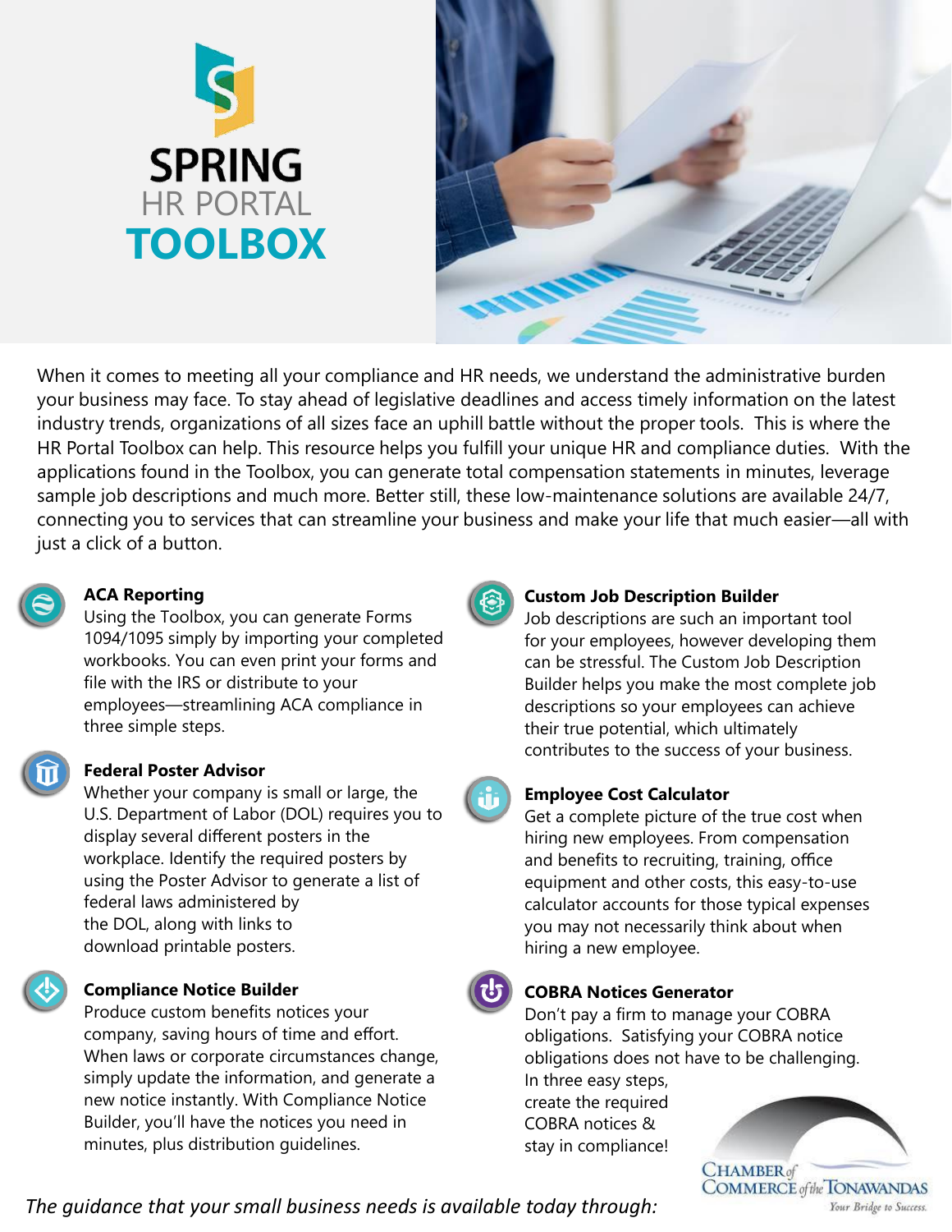# SPRING HR PORTAL TOOLBOX

When it comes to meeting all your compliance and HR needs, we understand the administrative burden your business may face. To stay ahead of legislative deadlines and access timely information on the latest industry trends, organizations of all sizes face an uphill battle without the proper tools. This is where the HR Portal Toolbox can help. This resource helps you fulfill your unique HR and compliance duties. With the applications found in the Toolbox, you can generate total compensation statements in minutes, leverage sample job descriptions and much more. Better still, these low-maintenance solutions are available 24/7, connecting you to services that can streamline your business and make your life that much easier—all with just a click of a button.

### ACA Reporting

Using the Toolbox, you can generate Forms 1094/1095 simply by importing your completed workbooks. You can even print your forms and file with the IRS or distribute to your employees—streamlining ACA compliance in three simple steps.

### Federal Poster Advisor

Whether your company is small or large, the U.S. Department of Labor (DOL) requires you to display several different posters in the workplace. Identify the required posters by using the Poster Advisor to generate a list of federal laws administered by the DOL, along with links to download printable posters.

### Compliance Notice Builder

Produce custom benefits notices your company, saving hours of time and effort. When laws or corporate circumstances change, simply update the information, and generate a new notice instantly. With Compliance Notice Builder, you'll have the notices you need in minutes, plus distribution guidelines.

### Custom Job Description Builder

Job descriptions are such an important tool for your employees, however developing them can be stressful. The Custom Job Description Builder helps you make the most complete job descriptions so your employees can achieve their true potential, which ultimately contributes to the success of your business.

### Employee Cost Calculator

Get a complete picture of the true cost when hiring new employees. From compensation and benefits to recruiting, training, office equipment and other costs, this easy-to-use calculator accounts for those typical expenses you may not necessarily think about when hiring a new employee.

### COBRA Notices Generator

Don't pay a firm to manage your COBRA obligations. Satisfying your COBRA notice obligations does not have to be challenging. In three easy steps, create the required COBRA notices & stay in compliance!

*The guidance that your small business needs is available today through:*

Chamber of Commerce of the Tonawandas

*Your Bridge to Success.*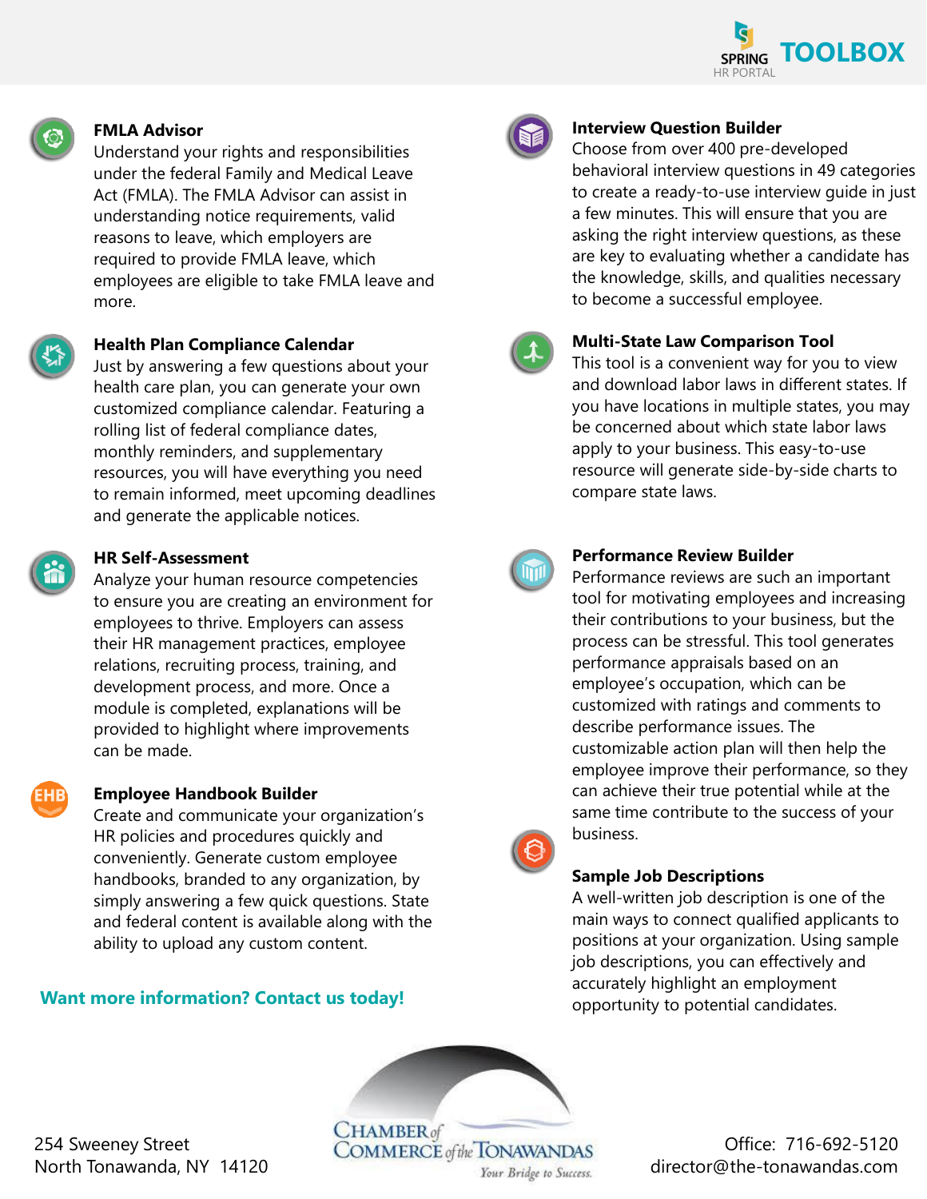SPRING HR PORTAL **TOOLBOX**

### FMLA Advisor

Understand your rights and responsibilities under the federal Family and Medical Leave Act (FMLA). The FMLA Advisor can assist in understanding notice requirements, valid reasons to leave, which employers are required to provide FMLA leave, which employees are eligible to take FMLA leave and more.

### Health Plan Compliance Calendar

Just by answering a few questions about your health care plan, you can generate your own customized compliance calendar. Featuring a rolling list of federal compliance dates, monthly reminders, and supplementary resources, you will have everything you need to remain informed, meet upcoming deadlines and generate the applicable notices.

### HR Self-Assessment

Analyze your human resource competencies to ensure you are creating an environment for employees to thrive. Employers can assess their HR management practices, employee relations, recruiting process, training, and development process, and more. Once a module is completed, explanations will be provided to highlight where improvements can be made.

### Employee Handbook Builder

Create and communicate your organization's HR policies and procedures quickly and conveniently. Generate custom employee handbooks, branded to any organization, by simply answering a few quick questions. State and federal content is available along with the ability to upload any custom content.

**Want more information? Contact us today!**

### Interview Question Builder

Choose from over 400 pre-developed behavioral interview questions in 49 categories to create a ready-to-use interview guide in just a few minutes. This will ensure that you are asking the right interview questions, as these are key to evaluating whether a candidate has the knowledge, skills, and qualities necessary to become a successful employee.

### Multi-State Law Comparison Tool

This tool is a convenient way for you to view and download labor laws in different states. If you have locations in multiple states, you may be concerned about which state labor laws apply to your business. This easy-to-use resource will generate side-by-side charts to compare state laws.

### Performance Review Builder

Performance reviews are such an important tool for motivating employees and increasing their contributions to your business, but the process can be stressful. This tool generates performance appraisals based on an employee's occupation, which can be customized with ratings and comments to describe performance issues. The customizable action plan will then help the employee improve their performance, so they can achieve their true potential while at the same time contribute to the success of your business.

### Sample Job Descriptions

A well-written job description is one of the main ways to connect qualified applicants to positions at your organization. Using sample job descriptions, you can effectively and accurately highlight an employment opportunity to potential candidates.

254 Sweeney Street
North Tonawanda, NY 14120

Chamber of Commerce of the Tonawandas
*Your Bridge to Success.*

Office: 716-692-5120
director@the-tonawandas.com